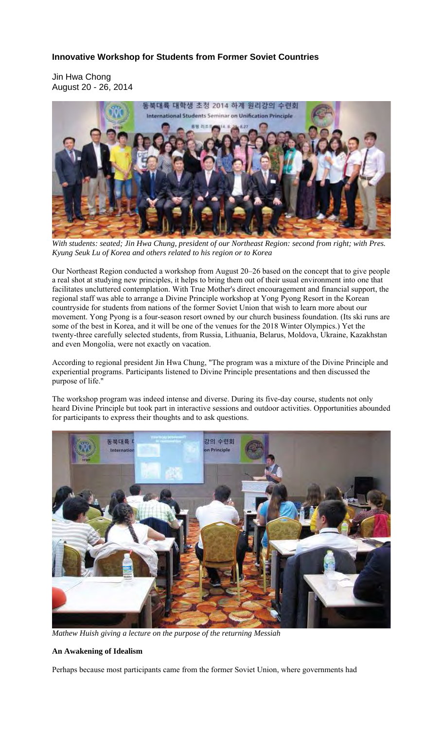**Innovative Workshop for Students from Former Soviet Countries**

Jin Hwa Chong
August 20 - 26, 2014

*With students: seated; Jin Hwa Chung, president of our Northeast Region: second from right; with Pres. Kyung Seuk Lu of Korea and others related to his region or to Korea*

Our Northeast Region conducted a workshop from August 20–26 based on the concept that to give people a real shot at studying new principles, it helps to bring them out of their usual environment into one that facilitates uncluttered contemplation. With True Mother's direct encouragement and financial support, the regional staff was able to arrange a Divine Principle workshop at Yong Pyong Resort in the Korean countryside for students from nations of the former Soviet Union that wish to learn more about our movement. Yong Pyong is a four-season resort owned by our church business foundation. (Its ski runs are some of the best in Korea, and it will be one of the venues for the 2018 Winter Olympics.) Yet the twenty-three carefully selected students, from Russia, Lithuania, Belarus, Moldova, Ukraine, Kazakhstan and even Mongolia, were not exactly on vacation.

According to regional president Jin Hwa Chung, "The program was a mixture of the Divine Principle and experiential programs. Participants listened to Divine Principle presentations and then discussed the purpose of life."

The workshop program was indeed intense and diverse. During its five-day course, students not only heard Divine Principle but took part in interactive sessions and outdoor activities. Opportunities abounded for participants to express their thoughts and to ask questions.

*Mathew Huish giving a lecture on the purpose of the returning Messiah*

**An Awakening of Idealism**

Perhaps because most participants came from the former Soviet Union, where governments had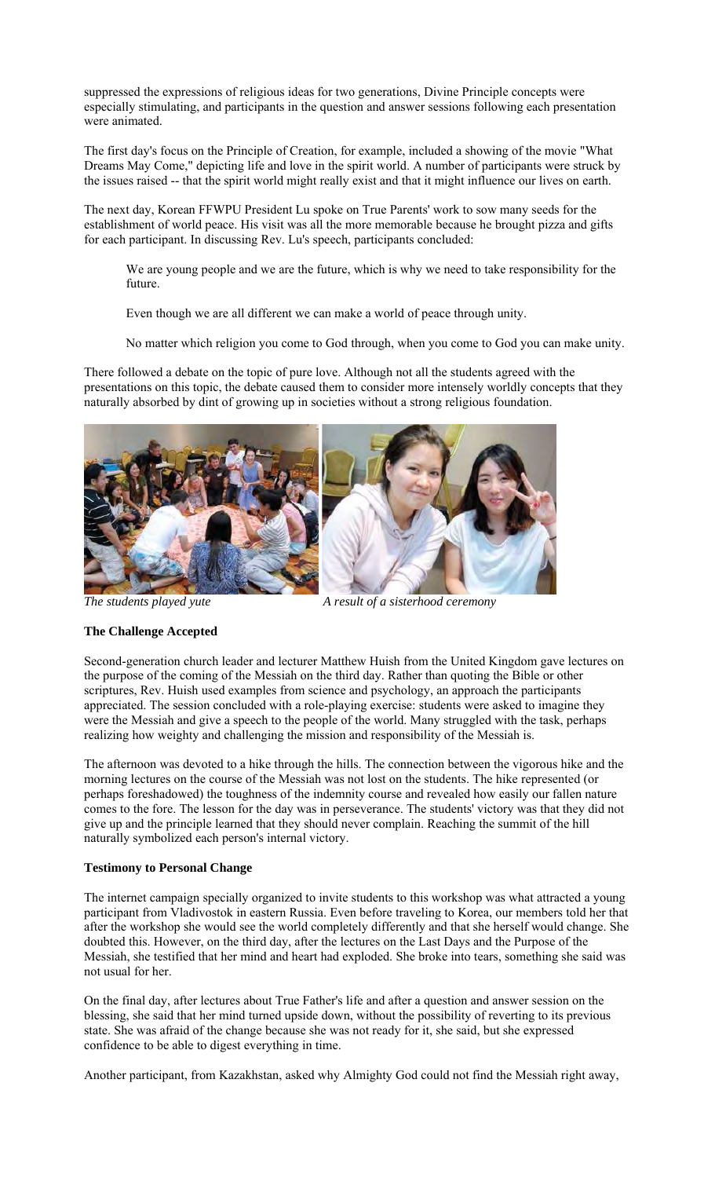suppressed the expressions of religious ideas for two generations, Divine Principle concepts were especially stimulating, and participants in the question and answer sessions following each presentation were animated.

The first day's focus on the Principle of Creation, for example, included a showing of the movie "What Dreams May Come," depicting life and love in the spirit world. A number of participants were struck by the issues raised -- that the spirit world might really exist and that it might influence our lives on earth.

The next day, Korean FFWPU President Lu spoke on True Parents' work to sow many seeds for the establishment of world peace. His visit was all the more memorable because he brought pizza and gifts for each participant. In discussing Rev. Lu's speech, participants concluded:

> We are young people and we are the future, which is why we need to take responsibility for the future.
>
> Even though we are all different we can make a world of peace through unity.
>
> No matter which religion you come to God through, when you come to God you can make unity.

There followed a debate on the topic of pure love. Although not all the students agreed with the presentations on this topic, the debate caused them to consider more intensely worldly concepts that they naturally absorbed by dint of growing up in societies without a strong religious foundation.

*The students played yute*

*A result of a sisterhood ceremony*

**The Challenge Accepted**

Second-generation church leader and lecturer Matthew Huish from the United Kingdom gave lectures on the purpose of the coming of the Messiah on the third day. Rather than quoting the Bible or other scriptures, Rev. Huish used examples from science and psychology, an approach the participants appreciated. The session concluded with a role-playing exercise: students were asked to imagine they were the Messiah and give a speech to the people of the world. Many struggled with the task, perhaps realizing how weighty and challenging the mission and responsibility of the Messiah is.

The afternoon was devoted to a hike through the hills. The connection between the vigorous hike and the morning lectures on the course of the Messiah was not lost on the students. The hike represented (or perhaps foreshadowed) the toughness of the indemnity course and revealed how easily our fallen nature comes to the fore. The lesson for the day was in perseverance. The students' victory was that they did not give up and the principle learned that they should never complain. Reaching the summit of the hill naturally symbolized each person's internal victory.

**Testimony to Personal Change**

The internet campaign specially organized to invite students to this workshop was what attracted a young participant from Vladivostok in eastern Russia. Even before traveling to Korea, our members told her that after the workshop she would see the world completely differently and that she herself would change. She doubted this. However, on the third day, after the lectures on the Last Days and the Purpose of the Messiah, she testified that her mind and heart had exploded. She broke into tears, something she said was not usual for her.

On the final day, after lectures about True Father's life and after a question and answer session on the blessing, she said that her mind turned upside down, without the possibility of reverting to its previous state. She was afraid of the change because she was not ready for it, she said, but she expressed confidence to be able to digest everything in time.

Another participant, from Kazakhstan, asked why Almighty God could not find the Messiah right away,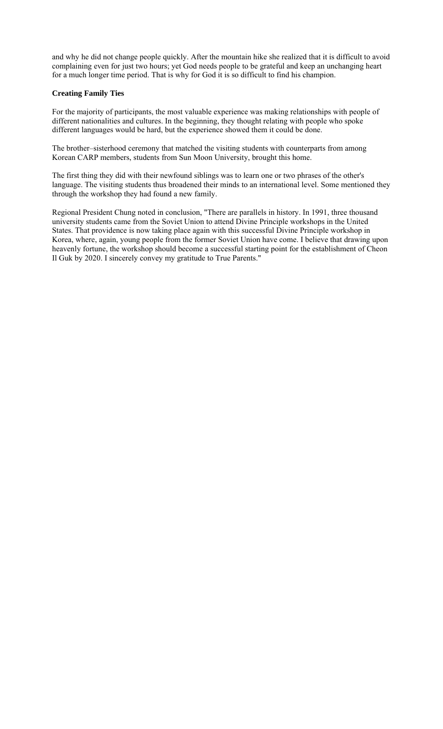and why he did not change people quickly. After the mountain hike she realized that it is difficult to avoid complaining even for just two hours; yet God needs people to be grateful and keep an unchanging heart for a much longer time period. That is why for God it is so difficult to find his champion.

**Creating Family Ties**

For the majority of participants, the most valuable experience was making relationships with people of different nationalities and cultures. In the beginning, they thought relating with people who spoke different languages would be hard, but the experience showed them it could be done.

The brother–sisterhood ceremony that matched the visiting students with counterparts from among Korean CARP members, students from Sun Moon University, brought this home.

The first thing they did with their newfound siblings was to learn one or two phrases of the other's language. The visiting students thus broadened their minds to an international level. Some mentioned they through the workshop they had found a new family.

Regional President Chung noted in conclusion, "There are parallels in history. In 1991, three thousand university students came from the Soviet Union to attend Divine Principle workshops in the United States. That providence is now taking place again with this successful Divine Principle workshop in Korea, where, again, young people from the former Soviet Union have come. I believe that drawing upon heavenly fortune, the workshop should become a successful starting point for the establishment of Cheon Il Guk by 2020. I sincerely convey my gratitude to True Parents."